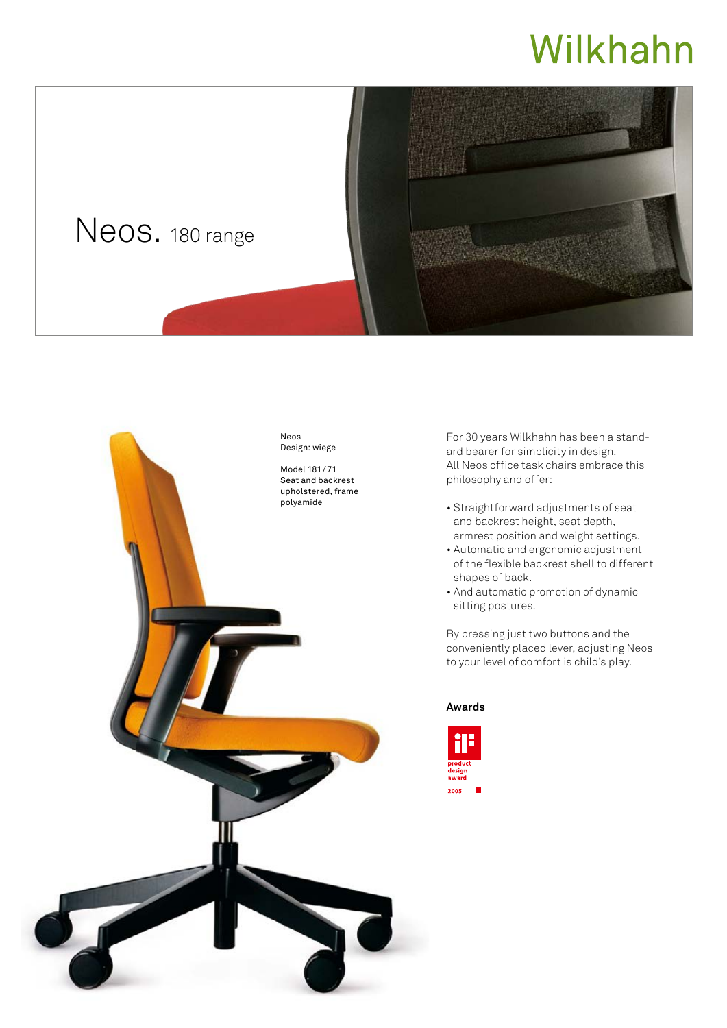Wilkhahn

# Neos. 180 range

Neos
Design: wiege

Model 181/71
Seat and backrest upholstered, frame polyamide

For 30 years Wilkhahn has been a standard bearer for simplicity in design.
All Neos office task chairs embrace this philosophy and offer:

- Straightforward adjustments of seat and backrest height, seat depth, armrest position and weight settings.
- Automatic and ergonomic adjustment of the flexible backrest shell to different shapes of back.
- And automatic promotion of dynamic sitting postures.

By pressing just two buttons and the conveniently placed lever, adjusting Neos to your level of comfort is child's play.

**Awards**

iF product design award 2005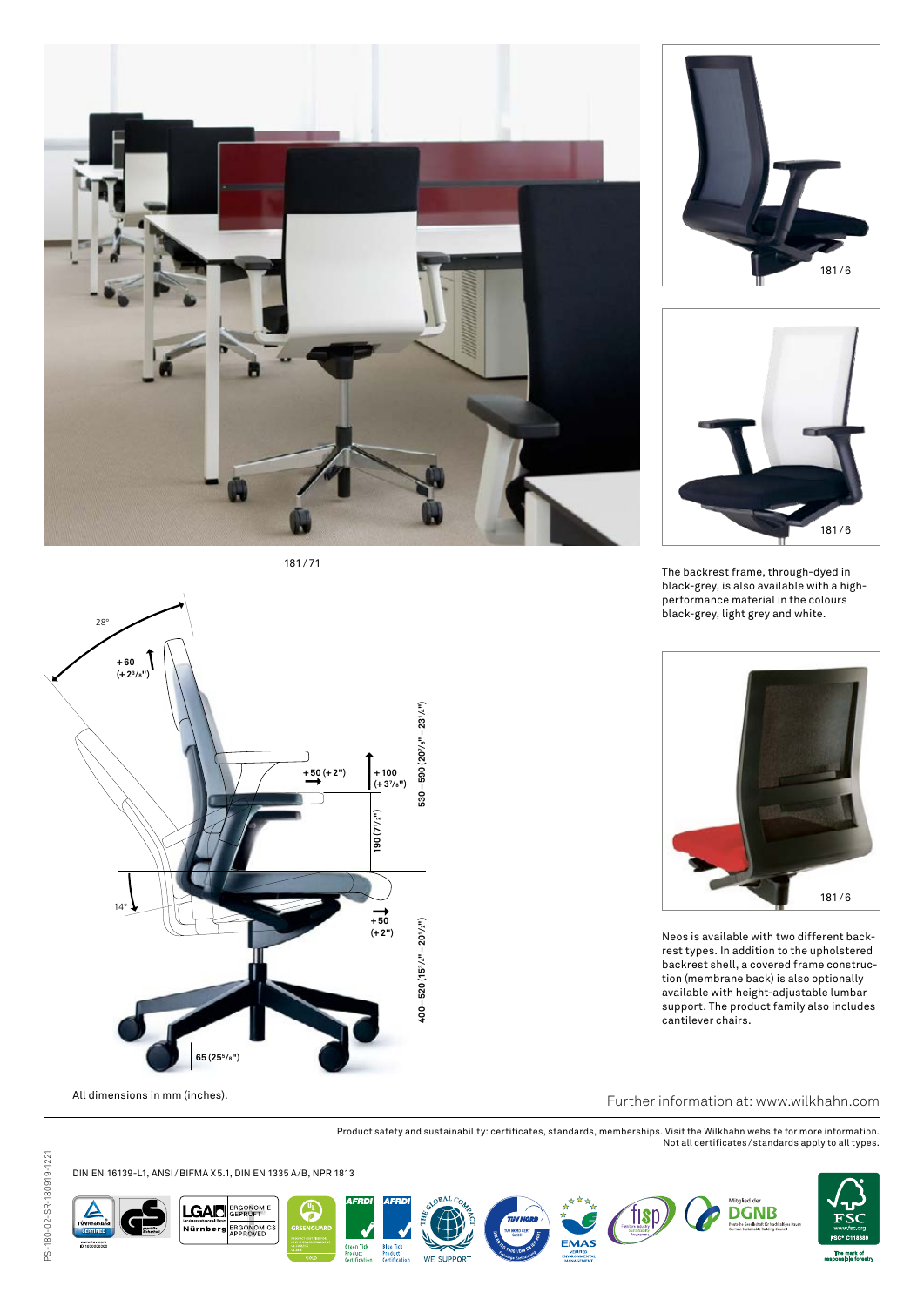181/71

181/6

181/6

The backrest frame, through-dyed in black-grey, is also available with a high-performance material in the colours black-grey, light grey and white.

181/6

Neos is available with two different backrest types. In addition to the upholstered backrest shell, a covered frame construction (membrane back) is also optionally available with height-adjustable lumbar support. The product family also includes cantilever chairs.

28°

+60 (+2⅜")

+50 (+2")

+100 (+3⅞")

530–590 (20⅞"–23¼")

190 (7½")

14°

+50 (+2")

400–520 (15¾"–20½")

65 (25⅝")

All dimensions in mm (inches).

Further information at: www.wilkhahn.com

Product safety and sustainability: certificates, standards, memberships. Visit the Wilkhahn website for more information. Not all certificates/standards apply to all types.

DIN EN 16139-L1, ANSI/BIFMA X5.1, DIN EN 1335 A/B, NPR 1813

PS-180-02-SR-180919-1221